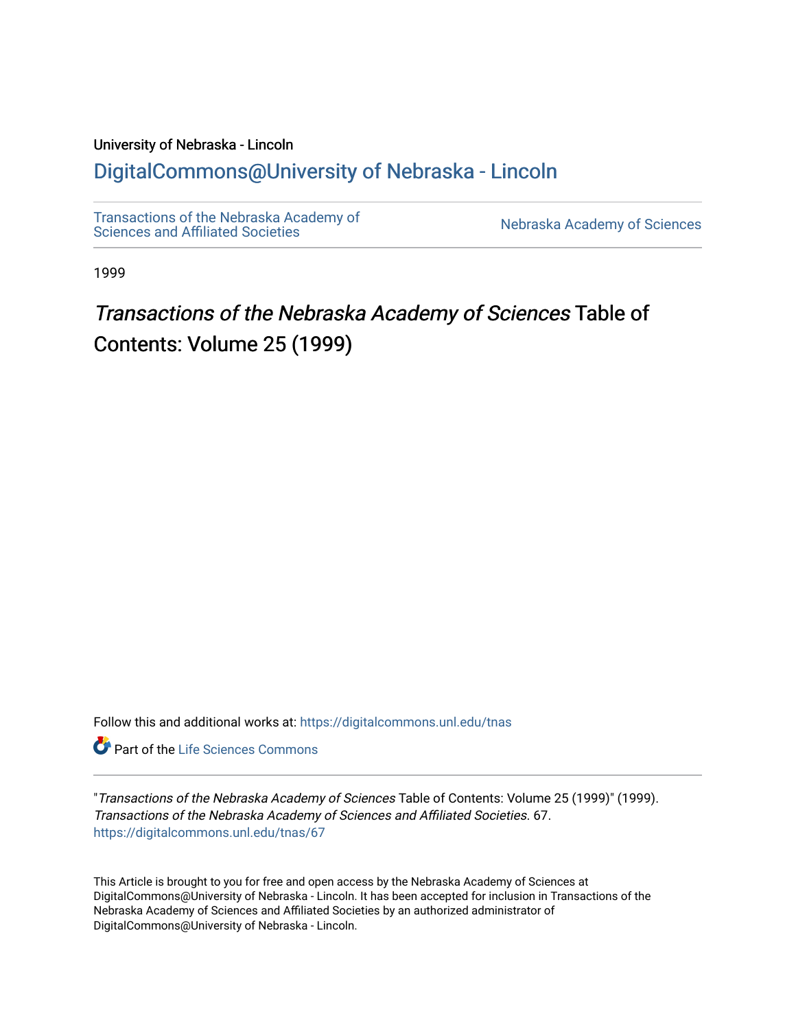University of Nebraska - Lincoln

## DigitalCommons@University of Nebraska - Lincoln

Transactions of the Nebraska Academy of Sciences and Affiliated Societies | Nebraska Academy of Sciences

1999

# *Transactions of the Nebraska Academy of Sciences* Table of Contents: Volume 25 (1999)

Follow this and additional works at: https://digitalcommons.unl.edu/tnas

Part of the Life Sciences Commons

"*Transactions of the Nebraska Academy of Sciences* Table of Contents: Volume 25 (1999)" (1999). *Transactions of the Nebraska Academy of Sciences and Affiliated Societies*. 67.
https://digitalcommons.unl.edu/tnas/67

This Article is brought to you for free and open access by the Nebraska Academy of Sciences at DigitalCommons@University of Nebraska - Lincoln. It has been accepted for inclusion in Transactions of the Nebraska Academy of Sciences and Affiliated Societies by an authorized administrator of DigitalCommons@University of Nebraska - Lincoln.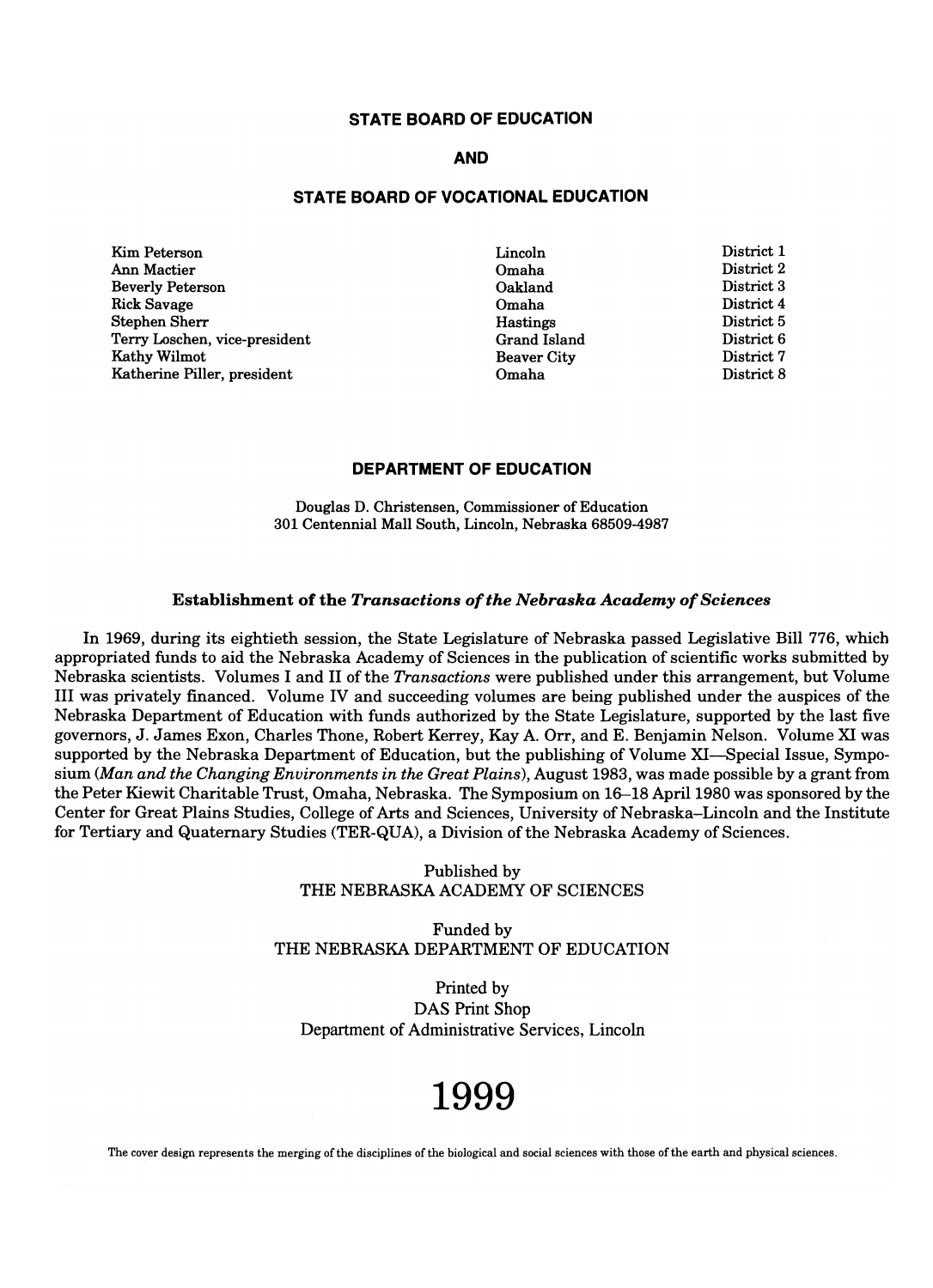## STATE BOARD OF EDUCATION

## AND

## STATE BOARD OF VOCATIONAL EDUCATION

| | | |
|---|---|---|
| Kim Peterson | Lincoln | District 1 |
| Ann Mactier | Omaha | District 2 |
| Beverly Peterson | Oakland | District 3 |
| Rick Savage | Omaha | District 4 |
| Stephen Sherr | Hastings | District 5 |
| Terry Loschen, vice-president | Grand Island | District 6 |
| Kathy Wilmot | Beaver City | District 7 |
| Katherine Piller, president | Omaha | District 8 |

## DEPARTMENT OF EDUCATION

Douglas D. Christensen, Commissioner of Education
301 Centennial Mall South, Lincoln, Nebraska 68509-4987

### Establishment of the *Transactions of the Nebraska Academy of Sciences*

In 1969, during its eightieth session, the State Legislature of Nebraska passed Legislative Bill 776, which appropriated funds to aid the Nebraska Academy of Sciences in the publication of scientific works submitted by Nebraska scientists. Volumes I and II of the *Transactions* were published under this arrangement, but Volume III was privately financed. Volume IV and succeeding volumes are being published under the auspices of the Nebraska Department of Education with funds authorized by the State Legislature, supported by the last five governors, J. James Exon, Charles Thone, Robert Kerrey, Kay A. Orr, and E. Benjamin Nelson. Volume XI was supported by the Nebraska Department of Education, but the publishing of Volume XI—Special Issue, Symposium (*Man and the Changing Environments in the Great Plains*), August 1983, was made possible by a grant from the Peter Kiewit Charitable Trust, Omaha, Nebraska. The Symposium on 16–18 April 1980 was sponsored by the Center for Great Plains Studies, College of Arts and Sciences, University of Nebraska–Lincoln and the Institute for Tertiary and Quaternary Studies (TER-QUA), a Division of the Nebraska Academy of Sciences.

Published by
THE NEBRASKA ACADEMY OF SCIENCES

Funded by
THE NEBRASKA DEPARTMENT OF EDUCATION

Printed by
DAS Print Shop
Department of Administrative Services, Lincoln

# 1999

The cover design represents the merging of the disciplines of the biological and social sciences with those of the earth and physical sciences.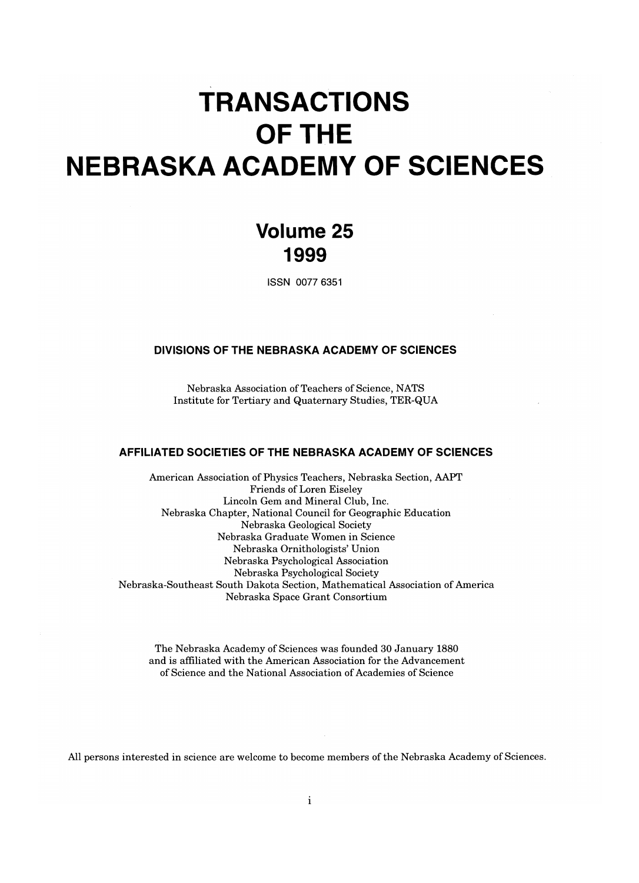# TRANSACTIONS OF THE NEBRASKA ACADEMY OF SCIENCES

## Volume 25
## 1999

ISSN 0077 6351

### DIVISIONS OF THE NEBRASKA ACADEMY OF SCIENCES

Nebraska Association of Teachers of Science, NATS
Institute for Tertiary and Quaternary Studies, TER-QUA

### AFFILIATED SOCIETIES OF THE NEBRASKA ACADEMY OF SCIENCES

American Association of Physics Teachers, Nebraska Section, AAPT
Friends of Loren Eiseley
Lincoln Gem and Mineral Club, Inc.
Nebraska Chapter, National Council for Geographic Education
Nebraska Geological Society
Nebraska Graduate Women in Science
Nebraska Ornithologists' Union
Nebraska Psychological Association
Nebraska Psychological Society
Nebraska-Southeast South Dakota Section, Mathematical Association of America
Nebraska Space Grant Consortium

The Nebraska Academy of Sciences was founded 30 January 1880 and is affiliated with the American Association for the Advancement of Science and the National Association of Academies of Science

All persons interested in science are welcome to become members of the Nebraska Academy of Sciences.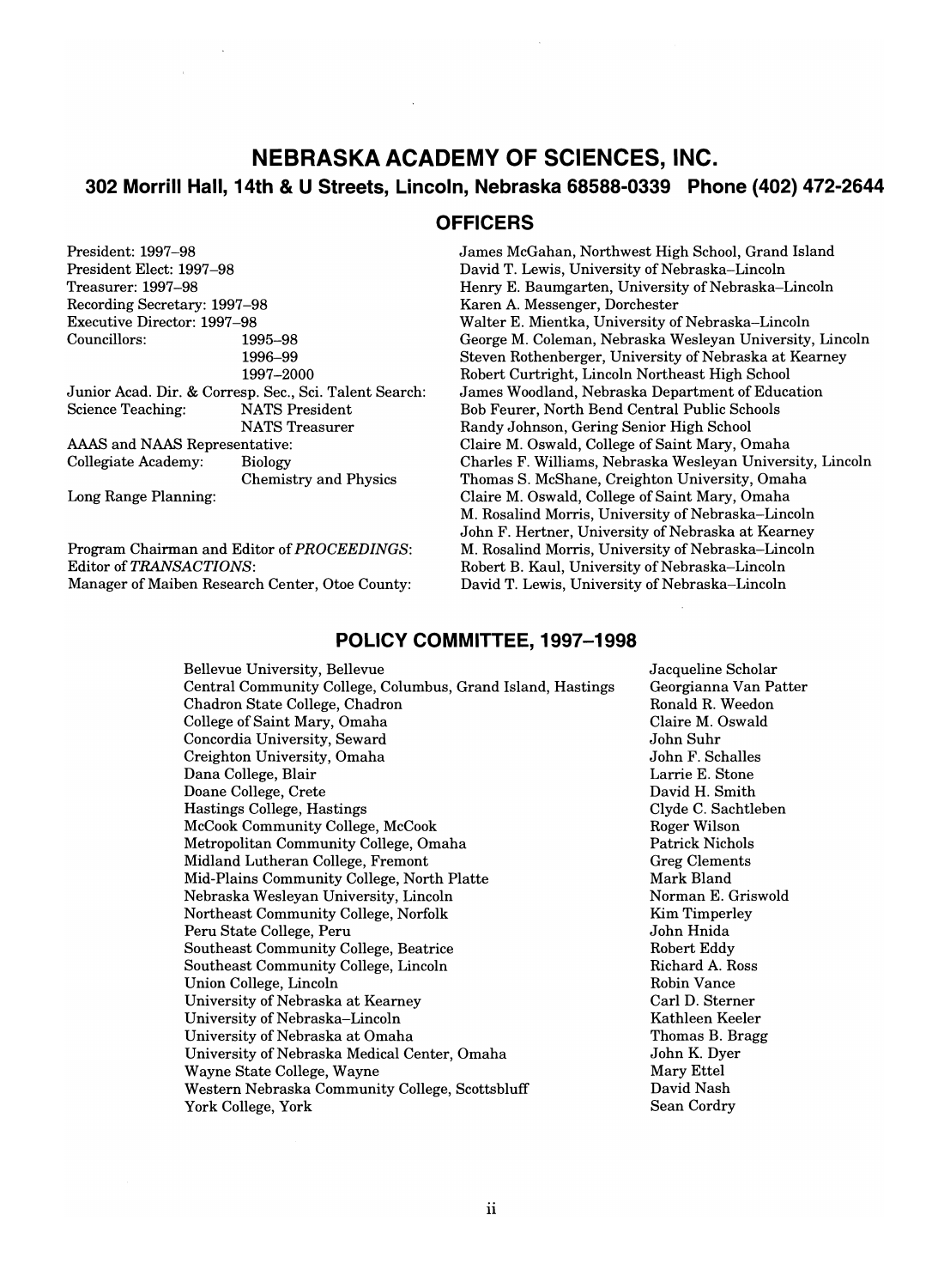# NEBRASKA ACADEMY OF SCIENCES, INC.

## 302 Morrill Hall, 14th & U Streets, Lincoln, Nebraska 68588-0339 Phone (402) 472-2644

### OFFICERS

| | | |
|---|---|---|
| President: 1997–98 | | James McGahan, Northwest High School, Grand Island |
| President Elect: 1997–98 | | David T. Lewis, University of Nebraska–Lincoln |
| Treasurer: 1997–98 | | Henry E. Baumgarten, University of Nebraska–Lincoln |
| Recording Secretary: 1997–98 | | Karen A. Messenger, Dorchester |
| Executive Director: 1997–98 | | Walter E. Mientka, University of Nebraska–Lincoln |
| Councillors: | 1995–98 | George M. Coleman, Nebraska Wesleyan University, Lincoln |
| | 1996–99 | Steven Rothenberger, University of Nebraska at Kearney |
| | 1997–2000 | Robert Curtright, Lincoln Northeast High School |
| Junior Acad. Dir. & Corresp. Sec., Sci. Talent Search: | | James Woodland, Nebraska Department of Education |
| Science Teaching: | NATS President | Bob Feurer, North Bend Central Public Schools |
| | NATS Treasurer | Randy Johnson, Gering Senior High School |
| AAAS and NAAS Representative: | | Claire M. Oswald, College of Saint Mary, Omaha |
| Collegiate Academy: | Biology | Charles F. Williams, Nebraska Wesleyan University, Lincoln |
| | Chemistry and Physics | Thomas S. McShane, Creighton University, Omaha |
| Long Range Planning: | | Claire M. Oswald, College of Saint Mary, Omaha |
| | | M. Rosalind Morris, University of Nebraska–Lincoln |
| | | John F. Hertner, University of Nebraska at Kearney |
| Program Chairman and Editor of *PROCEEDINGS*: | | M. Rosalind Morris, University of Nebraska–Lincoln |
| Editor of *TRANSACTIONS*: | | Robert B. Kaul, University of Nebraska–Lincoln |
| Manager of Maiben Research Center, Otoe County: | | David T. Lewis, University of Nebraska–Lincoln |

### POLICY COMMITTEE, 1997–1998

| | |
|---|---|
| Bellevue University, Bellevue | Jacqueline Scholar |
| Central Community College, Columbus, Grand Island, Hastings | Georgianna Van Patter |
| Chadron State College, Chadron | Ronald R. Weedon |
| College of Saint Mary, Omaha | Claire M. Oswald |
| Concordia University, Seward | John Suhr |
| Creighton University, Omaha | John F. Schalles |
| Dana College, Blair | Larrie E. Stone |
| Doane College, Crete | David H. Smith |
| Hastings College, Hastings | Clyde C. Sachtleben |
| McCook Community College, McCook | Roger Wilson |
| Metropolitan Community College, Omaha | Patrick Nichols |
| Midland Lutheran College, Fremont | Greg Clements |
| Mid-Plains Community College, North Platte | Mark Bland |
| Nebraska Wesleyan University, Lincoln | Norman E. Griswold |
| Northeast Community College, Norfolk | Kim Timperley |
| Peru State College, Peru | John Hnida |
| Southeast Community College, Beatrice | Robert Eddy |
| Southeast Community College, Lincoln | Richard A. Ross |
| Union College, Lincoln | Robin Vance |
| University of Nebraska at Kearney | Carl D. Sterner |
| University of Nebraska–Lincoln | Kathleen Keeler |
| University of Nebraska at Omaha | Thomas B. Bragg |
| University of Nebraska Medical Center, Omaha | John K. Dyer |
| Wayne State College, Wayne | Mary Ettel |
| Western Nebraska Community College, Scottsbluff | David Nash |
| York College, York | Sean Cordry |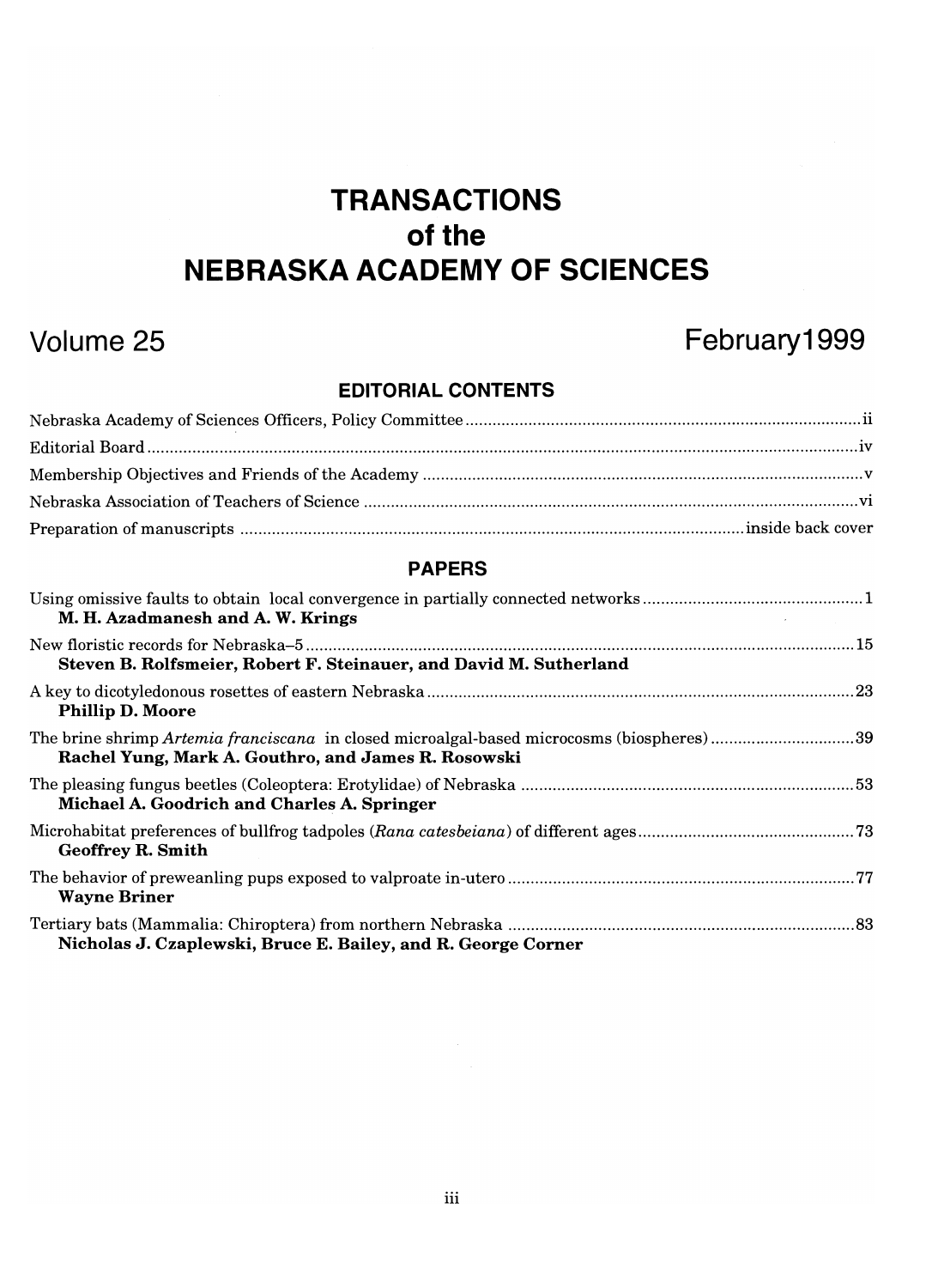# TRANSACTIONS of the NEBRASKA ACADEMY OF SCIENCES

## Volume 25 — February 1999

### EDITORIAL CONTENTS

Nebraska Academy of Sciences Officers, Policy Committee ........ ii

Editorial Board ........ iv

Membership Objectives and Friends of the Academy ........ v

Nebraska Association of Teachers of Science ........ vi

Preparation of manuscripts ........ inside back cover

### PAPERS

Using omissive faults to obtain local convergence in partially connected networks ........ 1
**M. H. Azadmanesh and A. W. Krings**

New floristic records for Nebraska–5 ........ 15
**Steven B. Rolfsmeier, Robert F. Steinauer, and David M. Sutherland**

A key to dicotyledonous rosettes of eastern Nebraska ........ 23
**Phillip D. Moore**

The brine shrimp *Artemia franciscana* in closed microalgal-based microcosms (biospheres) ........ 39
**Rachel Yung, Mark A. Gouthro, and James R. Rosowski**

The pleasing fungus beetles (Coleoptera: Erotylidae) of Nebraska ........ 53
**Michael A. Goodrich and Charles A. Springer**

Microhabitat preferences of bullfrog tadpoles (*Rana catesbeiana*) of different ages ........ 73
**Geoffrey R. Smith**

The behavior of preweanling pups exposed to valproate in-utero ........ 77
**Wayne Briner**

Tertiary bats (Mammalia: Chiroptera) from northern Nebraska ........ 83
**Nicholas J. Czaplewski, Bruce E. Bailey, and R. George Corner**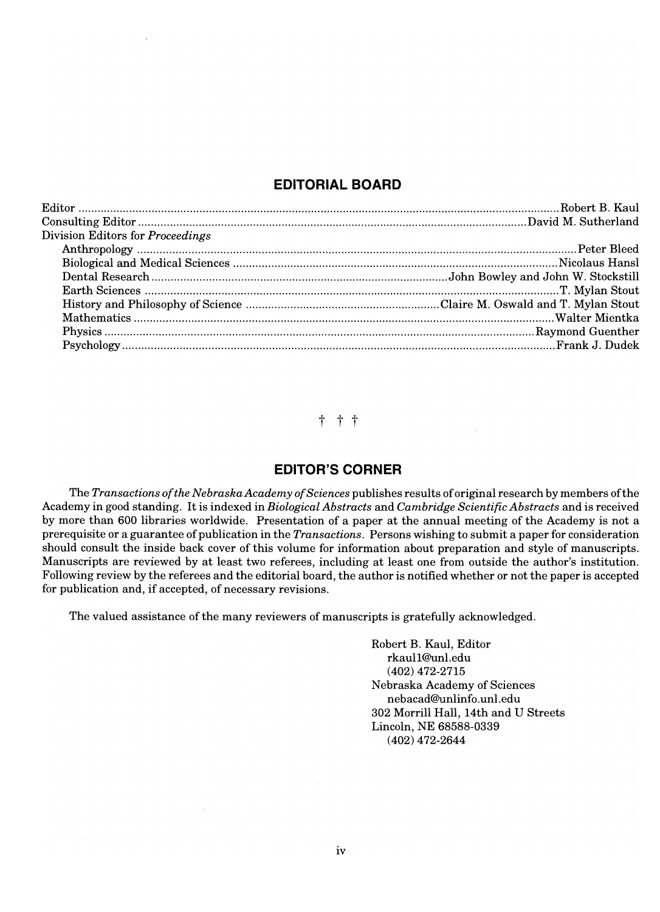## EDITORIAL BOARD

Editor ........ Robert B. Kaul
Consulting Editor ........ David M. Sutherland
Division Editors for *Proceedings*
- Anthropology ........ Peter Bleed
- Biological and Medical Sciences ........ Nicolaus Hansl
- Dental Research ........ John Bowley and John W. Stockstill
- Earth Sciences ........ T. Mylan Stout
- History and Philosophy of Science ........ Claire M. Oswald and T. Mylan Stout
- Mathematics ........ Walter Mientka
- Physics ........ Raymond Guenther
- Psychology ........ Frank J. Dudek

† † †

## EDITOR'S CORNER

The *Transactions of the Nebraska Academy of Sciences* publishes results of original research by members of the Academy in good standing. It is indexed in *Biological Abstracts* and *Cambridge Scientific Abstracts* and is received by more than 600 libraries worldwide. Presentation of a paper at the annual meeting of the Academy is not a prerequisite or a guarantee of publication in the *Transactions*. Persons wishing to submit a paper for consideration should consult the inside back cover of this volume for information about preparation and style of manuscripts. Manuscripts are reviewed by at least two referees, including at least one from outside the author's institution. Following review by the referees and the editorial board, the author is notified whether or not the paper is accepted for publication and, if accepted, of necessary revisions.

The valued assistance of the many reviewers of manuscripts is gratefully acknowledged.

Robert B. Kaul, Editor
rkaul1@unl.edu
(402) 472-2715
Nebraska Academy of Sciences
nebacad@unlinfo.unl.edu
302 Morrill Hall, 14th and U Streets
Lincoln, NE 68588-0339
(402) 472-2644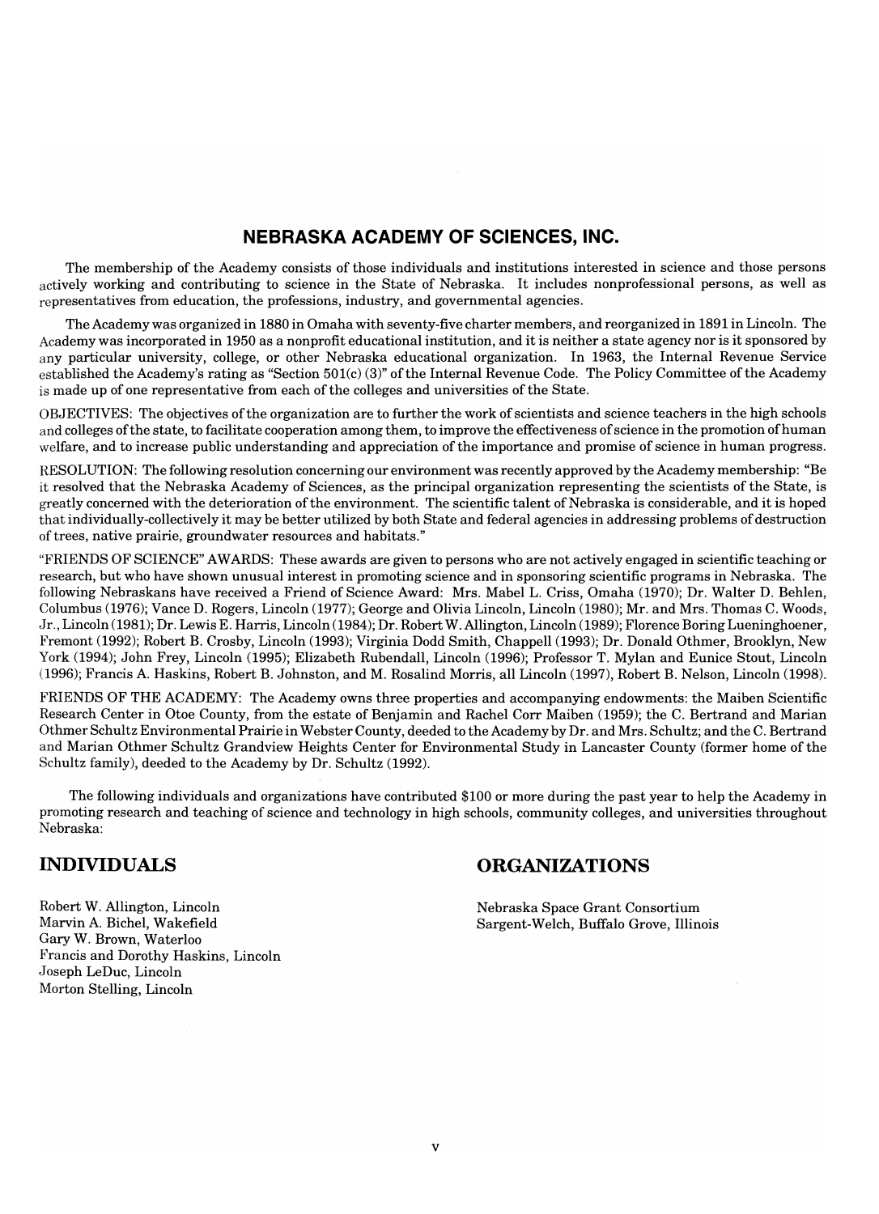## NEBRASKA ACADEMY OF SCIENCES, INC.

The membership of the Academy consists of those individuals and institutions interested in science and those persons actively working and contributing to science in the State of Nebraska. It includes nonprofessional persons, as well as representatives from education, the professions, industry, and governmental agencies.

The Academy was organized in 1880 in Omaha with seventy-five charter members, and reorganized in 1891 in Lincoln. The Academy was incorporated in 1950 as a nonprofit educational institution, and it is neither a state agency nor is it sponsored by any particular university, college, or other Nebraska educational organization. In 1963, the Internal Revenue Service established the Academy's rating as "Section 501(c) (3)" of the Internal Revenue Code. The Policy Committee of the Academy is made up of one representative from each of the colleges and universities of the State.

OBJECTIVES: The objectives of the organization are to further the work of scientists and science teachers in the high schools and colleges of the state, to facilitate cooperation among them, to improve the effectiveness of science in the promotion of human welfare, and to increase public understanding and appreciation of the importance and promise of science in human progress.

RESOLUTION: The following resolution concerning our environment was recently approved by the Academy membership: "Be it resolved that the Nebraska Academy of Sciences, as the principal organization representing the scientists of the State, is greatly concerned with the deterioration of the environment. The scientific talent of Nebraska is considerable, and it is hoped that individually-collectively it may be better utilized by both State and federal agencies in addressing problems of destruction of trees, native prairie, groundwater resources and habitats."

"FRIENDS OF SCIENCE" AWARDS: These awards are given to persons who are not actively engaged in scientific teaching or research, but who have shown unusual interest in promoting science and in sponsoring scientific programs in Nebraska. The following Nebraskans have received a Friend of Science Award: Mrs. Mabel L. Criss, Omaha (1970); Dr. Walter D. Behlen, Columbus (1976); Vance D. Rogers, Lincoln (1977); George and Olivia Lincoln, Lincoln (1980); Mr. and Mrs. Thomas C. Woods, Jr., Lincoln (1981); Dr. Lewis E. Harris, Lincoln (1984); Dr. Robert W. Allington, Lincoln (1989); Florence Boring Lueninghoener, Fremont (1992); Robert B. Crosby, Lincoln (1993); Virginia Dodd Smith, Chappell (1993); Dr. Donald Othmer, Brooklyn, New York (1994); John Frey, Lincoln (1995); Elizabeth Rubendall, Lincoln (1996); Professor T. Mylan and Eunice Stout, Lincoln (1996); Francis A. Haskins, Robert B. Johnston, and M. Rosalind Morris, all Lincoln (1997), Robert B. Nelson, Lincoln (1998).

FRIENDS OF THE ACADEMY: The Academy owns three properties and accompanying endowments: the Maiben Scientific Research Center in Otoe County, from the estate of Benjamin and Rachel Corr Maiben (1959); the C. Bertrand and Marian Othmer Schultz Environmental Prairie in Webster County, deeded to the Academy by Dr. and Mrs. Schultz; and the C. Bertrand and Marian Othmer Schultz Grandview Heights Center for Environmental Study in Lancaster County (former home of the Schultz family), deeded to the Academy by Dr. Schultz (1992).

The following individuals and organizations have contributed $100 or more during the past year to help the Academy in promoting research and teaching of science and technology in high schools, community colleges, and universities throughout Nebraska:

### INDIVIDUALS

Robert W. Allington, Lincoln
Marvin A. Bichel, Wakefield
Gary W. Brown, Waterloo
Francis and Dorothy Haskins, Lincoln
Joseph LeDuc, Lincoln
Morton Stelling, Lincoln

### ORGANIZATIONS

Nebraska Space Grant Consortium
Sargent-Welch, Buffalo Grove, Illinois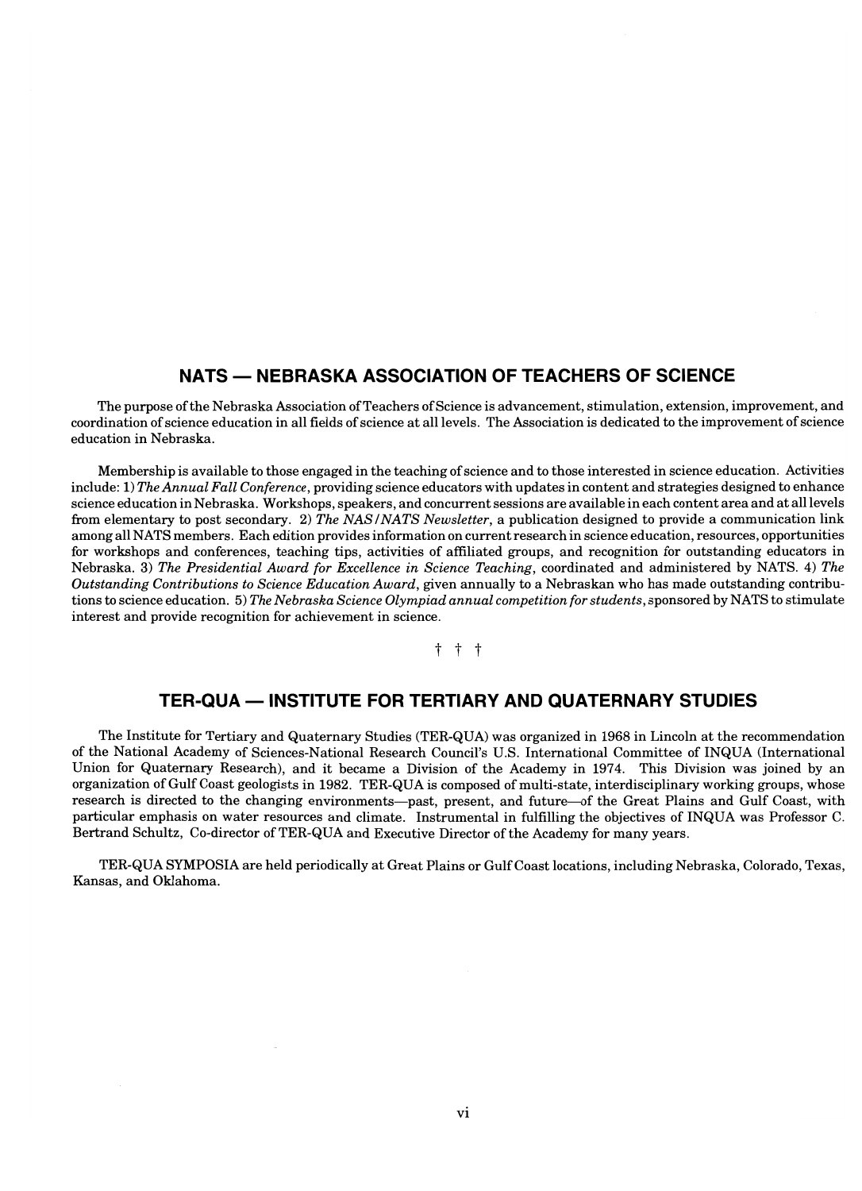## NATS — NEBRASKA ASSOCIATION OF TEACHERS OF SCIENCE

The purpose of the Nebraska Association of Teachers of Science is advancement, stimulation, extension, improvement, and coordination of science education in all fields of science at all levels. The Association is dedicated to the improvement of science education in Nebraska.

Membership is available to those engaged in the teaching of science and to those interested in science education. Activities include: 1) *The Annual Fall Conference*, providing science educators with updates in content and strategies designed to enhance science education in Nebraska. Workshops, speakers, and concurrent sessions are available in each content area and at all levels from elementary to post secondary. 2) *The NAS/NATS Newsletter*, a publication designed to provide a communication link among all NATS members. Each edition provides information on current research in science education, resources, opportunities for workshops and conferences, teaching tips, activities of affiliated groups, and recognition for outstanding educators in Nebraska. 3) *The Presidential Award for Excellence in Science Teaching*, coordinated and administered by NATS. 4) *The Outstanding Contributions to Science Education Award*, given annually to a Nebraskan who has made outstanding contributions to science education. 5) *The Nebraska Science Olympiad annual competition for students*, sponsored by NATS to stimulate interest and provide recognition for achievement in science.

† † †

## TER-QUA — INSTITUTE FOR TERTIARY AND QUATERNARY STUDIES

The Institute for Tertiary and Quaternary Studies (TER-QUA) was organized in 1968 in Lincoln at the recommendation of the National Academy of Sciences-National Research Council's U.S. International Committee of INQUA (International Union for Quaternary Research), and it became a Division of the Academy in 1974. This Division was joined by an organization of Gulf Coast geologists in 1982. TER-QUA is composed of multi-state, interdisciplinary working groups, whose research is directed to the changing environments—past, present, and future—of the Great Plains and Gulf Coast, with particular emphasis on water resources and climate. Instrumental in fulfilling the objectives of INQUA was Professor C. Bertrand Schultz, Co-director of TER-QUA and Executive Director of the Academy for many years.

TER-QUA SYMPOSIA are held periodically at Great Plains or Gulf Coast locations, including Nebraska, Colorado, Texas, Kansas, and Oklahoma.